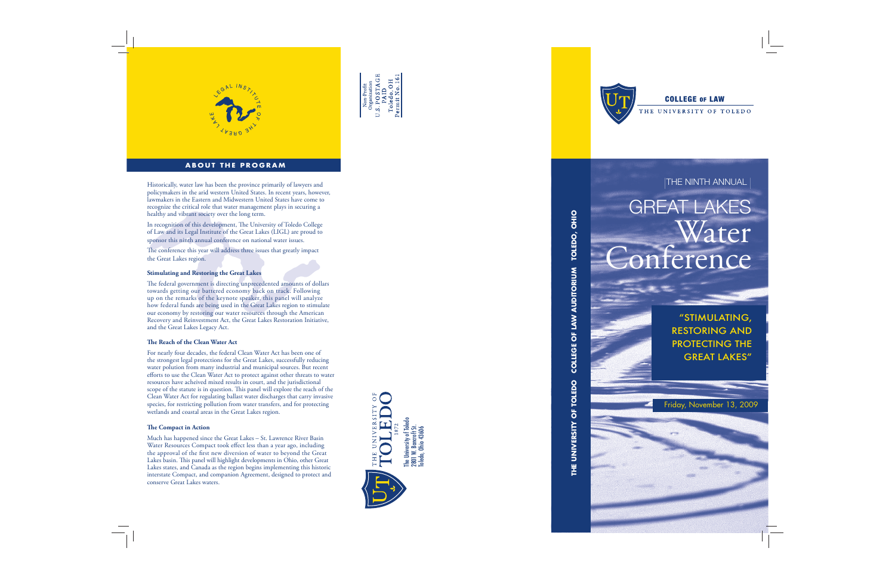LEGAL INSTITUTE OF THE GREAT LAKES

## ABOUT THE PROGRAM

Historically, water law has been the province primarily of lawyers and policymakers in the arid western United States. In recent years, however, lawmakers in the Eastern and Midwestern United States have come to recognize the critical role that water management plays in securing a healthy and vibrant society over the long term.

In recognition of this development, The University of Toledo College of Law and its Legal Institute of the Great Lakes (LIGL) are proud to sponsor this ninth annual conference on national water issues.

The conference this year will address three issues that greatly impact the Great Lakes region.

**Stimulating and Restoring the Great Lakes**

The federal government is directing unprecedented amounts of dollars towards getting our battered economy back on track. Following up on the remarks of the keynote speaker, this panel will analyze how federal funds are being used in the Great Lakes region to stimulate our economy by restoring our water resources through the American Recovery and Reinvestment Act, the Great Lakes Restoration Initiative, and the Great Lakes Legacy Act.

**The Reach of the Clean Water Act**

For nearly four decades, the federal Clean Water Act has been one of the strongest legal protections for the Great Lakes, successfully reducing water pollution from many industrial and municipal sources. But recent efforts to use the Clean Water Act to protect against other threats to water resources have acheived mixed results in court, and the jurisdictional scope of the statute is in question. This panel will explore the reach of the Clean Water Act for regulating ballast water discharges that carry invasive species, for restricting pollution from water transfers, and for protecting wetlands and coastal areas in the Great Lakes region.

**The Compact in Action**

Much has happened since the Great Lakes – St. Lawrence River Basin Water Resources Compact took effect less than a year ago, including the approval of the first new diversion of water to beyond the Great Lakes basin. This panel will highlight developments in Ohio, other Great Lakes states, and Canada as the region begins implementing this historic interstate Compact, and companion Agreement, designed to protect and conserve Great Lakes waters.

Non-Profit Organization
U.S. POSTAGE
PAID
Toledo, OH
Permit No. 161

THE UNIVERSITY OF TOLEDO
1872
The University of Toledo
2801 W. Bancroft St.
Toledo, Ohio 43606

COLLEGE OF LAW
THE UNIVERSITY OF TOLEDO

THE UNIVERSITY OF TOLEDO COLLEGE OF LAW AUDITORIUM TOLEDO, OHIO

THE NINTH ANNUAL

# GREAT LAKES Water Conference

"STIMULATING, RESTORING AND PROTECTING THE GREAT LAKES"

Friday, November 13, 2009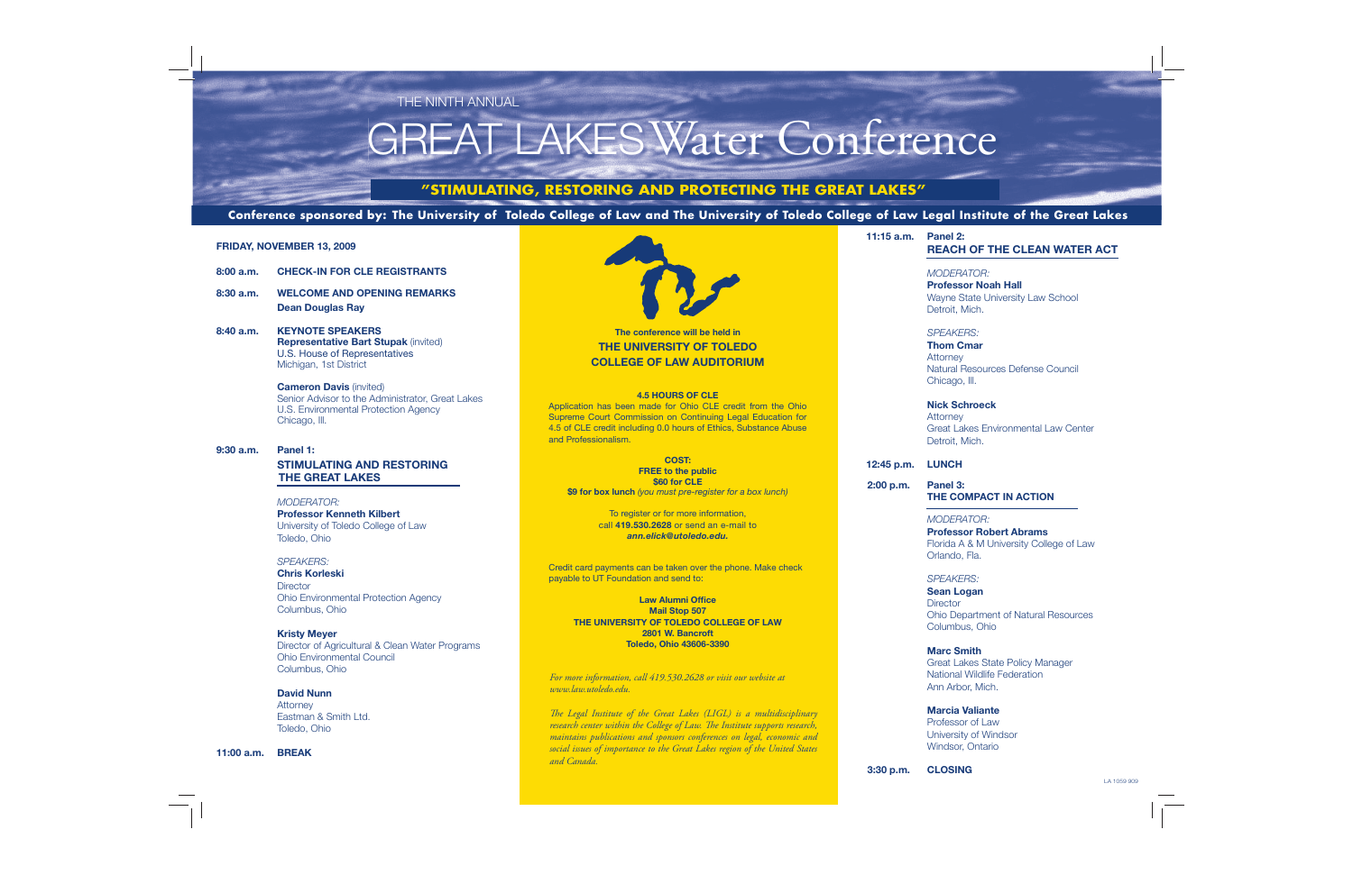THE NINTH ANNUAL

# GREAT LAKES Water Conference

## "STIMULATING, RESTORING AND PROTECTING THE GREAT LAKES"

**Conference sponsored by: The University of Toledo College of Law and The University of Toledo College of Law Legal Institute of the Great Lakes**

**FRIDAY, NOVEMBER 13, 2009**

**8:00 a.m.** **CHECK-IN FOR CLE REGISTRANTS**

**8:30 a.m.** **WELCOME AND OPENING REMARKS**
**Dean Douglas Ray**

**8:40 a.m.** **KEYNOTE SPEAKERS**

**Representative Bart Stupak** (invited)
U.S. House of Representatives
Michigan, 1st District

**Cameron Davis** (invited)
Senior Advisor to the Administrator, Great Lakes
U.S. Environmental Protection Agency
Chicago, Ill.

**9:30 a.m.** **Panel 1:**
**STIMULATING AND RESTORING THE GREAT LAKES**

*MODERATOR:*
**Professor Kenneth Kilbert**
University of Toledo College of Law
Toledo, Ohio

*SPEAKERS:*
**Chris Korleski**
Director
Ohio Environmental Protection Agency
Columbus, Ohio

**Kristy Meyer**
Director of Agricultural & Clean Water Programs
Ohio Environmental Council
Columbus, Ohio

**David Nunn**
Attorney
Eastman & Smith Ltd.
Toledo, Ohio

**11:00 a.m.** **BREAK**

**The conference will be held in**
**THE UNIVERSITY OF TOLEDO COLLEGE OF LAW AUDITORIUM**

**4.5 HOURS OF CLE**
Application has been made for Ohio CLE credit from the Ohio Supreme Court Commission on Continuing Legal Education for 4.5 of CLE credit including 0.0 hours of Ethics, Substance Abuse and Professionalism.

**COST:**
**FREE to the public**
**$60 for CLE**
**$9 for box lunch** *(you must pre-register for a box lunch)*

To register or for more information, call **419.530.2628** or send an e-mail to ***ann.elick@utoledo.edu.***

Credit card payments can be taken over the phone. Make check payable to UT Foundation and send to:

**Law Alumni Office**
**Mail Stop 507**
**THE UNIVERSITY OF TOLEDO COLLEGE OF LAW**
**2801 W. Bancroft**
**Toledo, Ohio 43606-3390**

*For more information, call 419.530.2628 or visit our website at www.law.utoledo.edu.*

*The Legal Institute of the Great Lakes (LIGL) is a multidisciplinary research center within the College of Law. The Institute supports research, maintains publications and sponsors conferences on legal, economic and social issues of importance to the Great Lakes region of the United States and Canada.*

**11:15 a.m.** **Panel 2:**
**REACH OF THE CLEAN WATER ACT**

*MODERATOR:*
**Professor Noah Hall**
Wayne State University Law School
Detroit, Mich.

*SPEAKERS:*
**Thom Cmar**
Attorney
Natural Resources Defense Council
Chicago, Ill.

**Nick Schroeck**
Attorney
Great Lakes Environmental Law Center
Detroit, Mich.

**12:45 p.m.** **LUNCH**

**2:00 p.m.** **Panel 3:**
**THE COMPACT IN ACTION**

*MODERATOR:*
**Professor Robert Abrams**
Florida A & M University College of Law
Orlando, Fla.

*SPEAKERS:*
**Sean Logan**
Director
Ohio Department of Natural Resources
Columbus, Ohio

**Marc Smith**
Great Lakes State Policy Manager
National Wildlife Federation
Ann Arbor, Mich.

**Marcia Valiante**
Professor of Law
University of Windsor
Windsor, Ontario

**3:30 p.m.** **CLOSING**

LA 1059 909